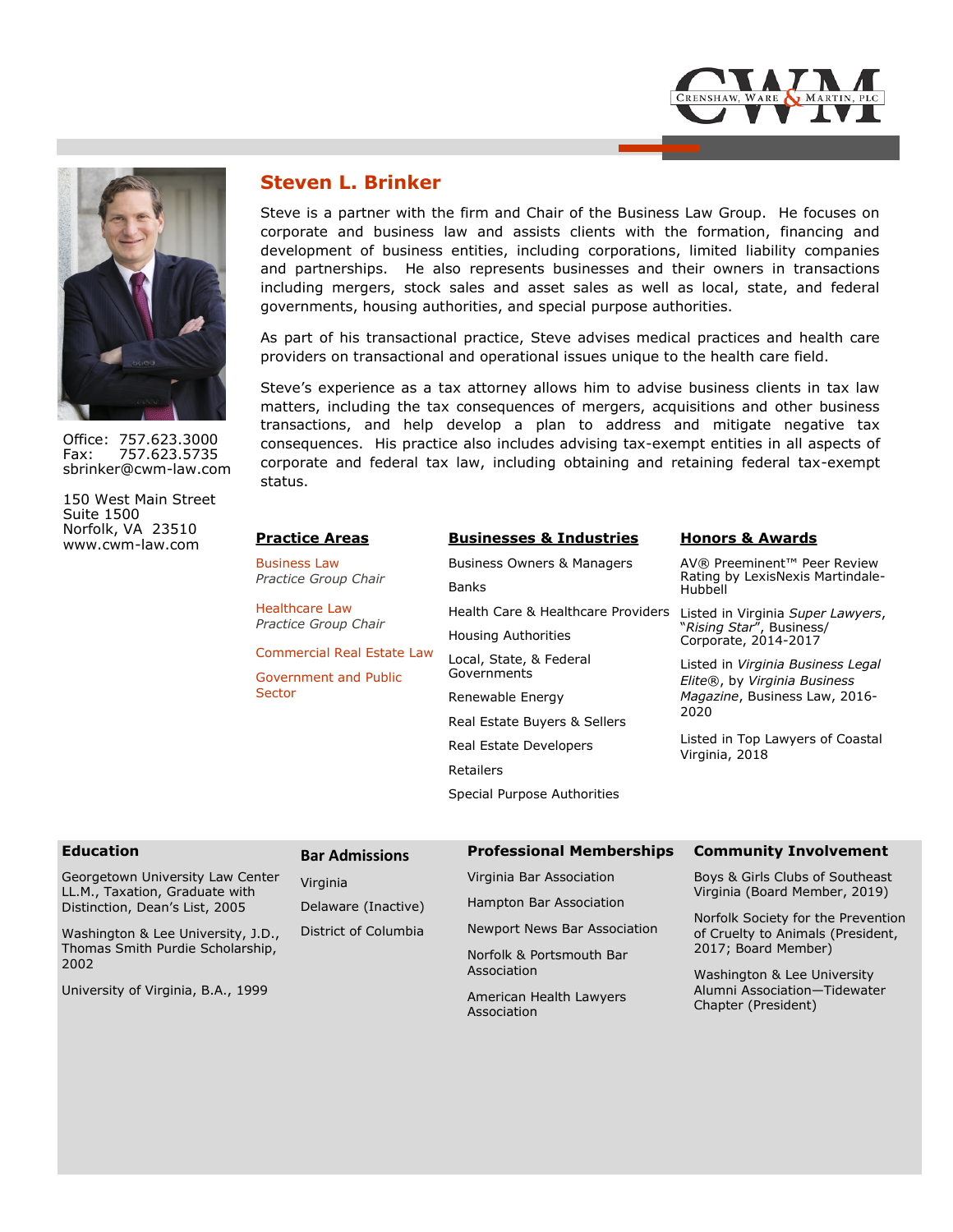# Steven L. Brinker

Office: 757.623.3000
Fax: 757.623.5735
sbrinker@cwm-law.com

150 West Main Street
Suite 1500
Norfolk, VA 23510
www.cwm-law.com

Steve is a partner with the firm and Chair of the Business Law Group. He focuses on corporate and business law and assists clients with the formation, financing and development of business entities, including corporations, limited liability companies and partnerships. He also represents businesses and their owners in transactions including mergers, stock sales and asset sales as well as local, state, and federal governments, housing authorities, and special purpose authorities.

As part of his transactional practice, Steve advises medical practices and health care providers on transactional and operational issues unique to the health care field.

Steve's experience as a tax attorney allows him to advise business clients in tax law matters, including the tax consequences of mergers, acquisitions and other business transactions, and help develop a plan to address and mitigate negative tax consequences. His practice also includes advising tax-exempt entities in all aspects of corporate and federal tax law, including obtaining and retaining federal tax-exempt status.

## Practice Areas

Business Law
*Practice Group Chair*

Healthcare Law
*Practice Group Chair*

Commercial Real Estate Law

Government and Public Sector

## Businesses & Industries

Business Owners & Managers

Banks

Health Care & Healthcare Providers

Housing Authorities

Local, State, & Federal Governments

Renewable Energy

Real Estate Buyers & Sellers

Real Estate Developers

Retailers

Special Purpose Authorities

## Honors & Awards

AV® Preeminent™ Peer Review Rating by LexisNexis Martindale-Hubbell

Listed in Virginia *Super Lawyers*, "*Rising Star*", Business/Corporate, 2014-2017

Listed in *Virginia Business Legal Elite*®, by *Virginia Business Magazine*, Business Law, 2016-2020

Listed in Top Lawyers of Coastal Virginia, 2018

## Education

Georgetown University Law Center LL.M., Taxation, Graduate with Distinction, Dean's List, 2005

Washington & Lee University, J.D., Thomas Smith Purdie Scholarship, 2002

University of Virginia, B.A., 1999

## Bar Admissions

Virginia

Delaware (Inactive)

District of Columbia

## Professional Memberships

Virginia Bar Association

Hampton Bar Association

Newport News Bar Association

Norfolk & Portsmouth Bar Association

American Health Lawyers Association

## Community Involvement

Boys & Girls Clubs of Southeast Virginia (Board Member, 2019)

Norfolk Society for the Prevention of Cruelty to Animals (President, 2017; Board Member)

Washington & Lee University Alumni Association—Tidewater Chapter (President)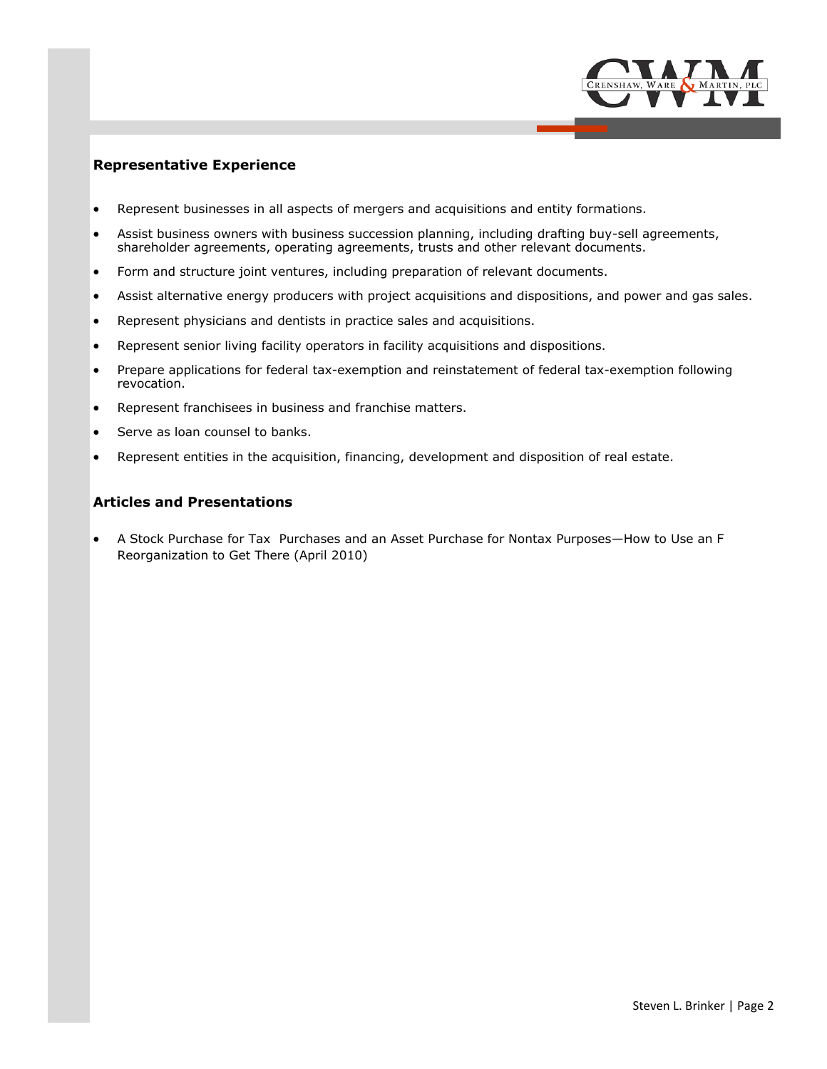## Representative Experience

- Represent businesses in all aspects of mergers and acquisitions and entity formations.
- Assist business owners with business succession planning, including drafting buy-sell agreements, shareholder agreements, operating agreements, trusts and other relevant documents.
- Form and structure joint ventures, including preparation of relevant documents.
- Assist alternative energy producers with project acquisitions and dispositions, and power and gas sales.
- Represent physicians and dentists in practice sales and acquisitions.
- Represent senior living facility operators in facility acquisitions and dispositions.
- Prepare applications for federal tax-exemption and reinstatement of federal tax-exemption following revocation.
- Represent franchisees in business and franchise matters.
- Serve as loan counsel to banks.
- Represent entities in the acquisition, financing, development and disposition of real estate.

## Articles and Presentations

- A Stock Purchase for Tax  Purchases and an Asset Purchase for Nontax Purposes—How to Use an F Reorganization to Get There (April 2010)